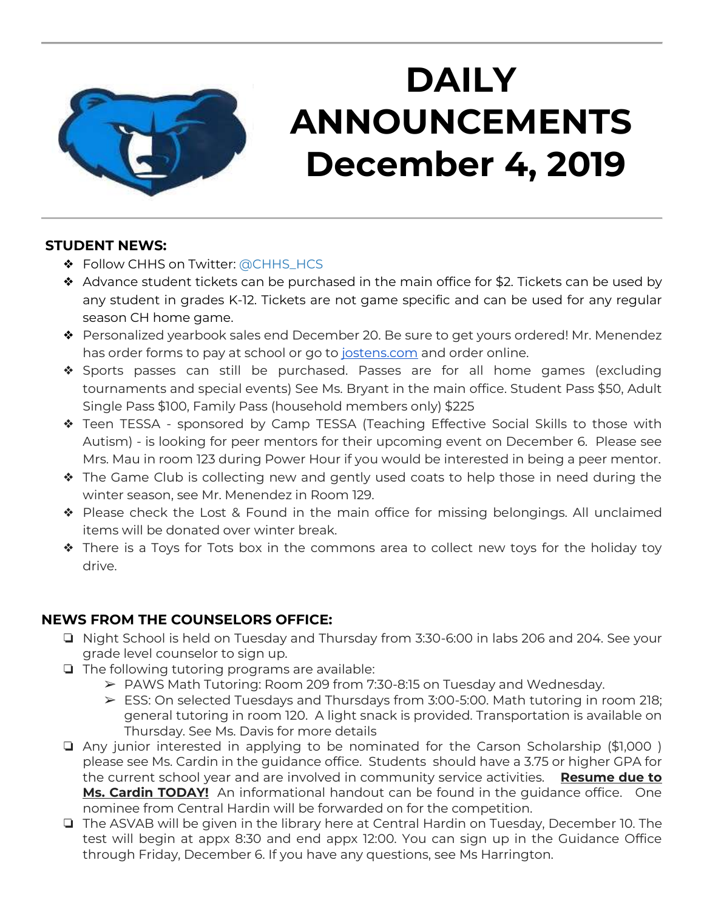# DAILY ANNOUNCEMENTS December 4, 2019

## STUDENT NEWS:

- Follow CHHS on Twitter: @CHHS_HCS
- Advance student tickets can be purchased in the main office for $2. Tickets can be used by any student in grades K-12. Tickets are not game specific and can be used for any regular season CH home game.
- Personalized yearbook sales end December 20. Be sure to get yours ordered! Mr. Menendez has order forms to pay at school or go to jostens.com and order online.
- Sports passes can still be purchased. Passes are for all home games (excluding tournaments and special events) See Ms. Bryant in the main office. Student Pass $50, Adult Single Pass $100, Family Pass (household members only) $225
- Teen TESSA - sponsored by Camp TESSA (Teaching Effective Social Skills to those with Autism) - is looking for peer mentors for their upcoming event on December 6. Please see Mrs. Mau in room 123 during Power Hour if you would be interested in being a peer mentor.
- The Game Club is collecting new and gently used coats to help those in need during the winter season, see Mr. Menendez in Room 129.
- Please check the Lost & Found in the main office for missing belongings. All unclaimed items will be donated over winter break.
- There is a Toys for Tots box in the commons area to collect new toys for the holiday toy drive.

## NEWS FROM THE COUNSELORS OFFICE:

- Night School is held on Tuesday and Thursday from 3:30-6:00 in labs 206 and 204. See your grade level counselor to sign up.
- The following tutoring programs are available:
  - PAWS Math Tutoring: Room 209 from 7:30-8:15 on Tuesday and Wednesday.
  - ESS: On selected Tuesdays and Thursdays from 3:00-5:00. Math tutoring in room 218; general tutoring in room 120. A light snack is provided. Transportation is available on Thursday. See Ms. Davis for more details
- Any junior interested in applying to be nominated for the Carson Scholarship ($1,000 ) please see Ms. Cardin in the guidance office. Students should have a 3.75 or higher GPA for the current school year and are involved in community service activities. **Resume due to Ms. Cardin TODAY!** An informational handout can be found in the guidance office. One nominee from Central Hardin will be forwarded on for the competition.
- The ASVAB will be given in the library here at Central Hardin on Tuesday, December 10. The test will begin at appx 8:30 and end appx 12:00. You can sign up in the Guidance Office through Friday, December 6. If you have any questions, see Ms Harrington.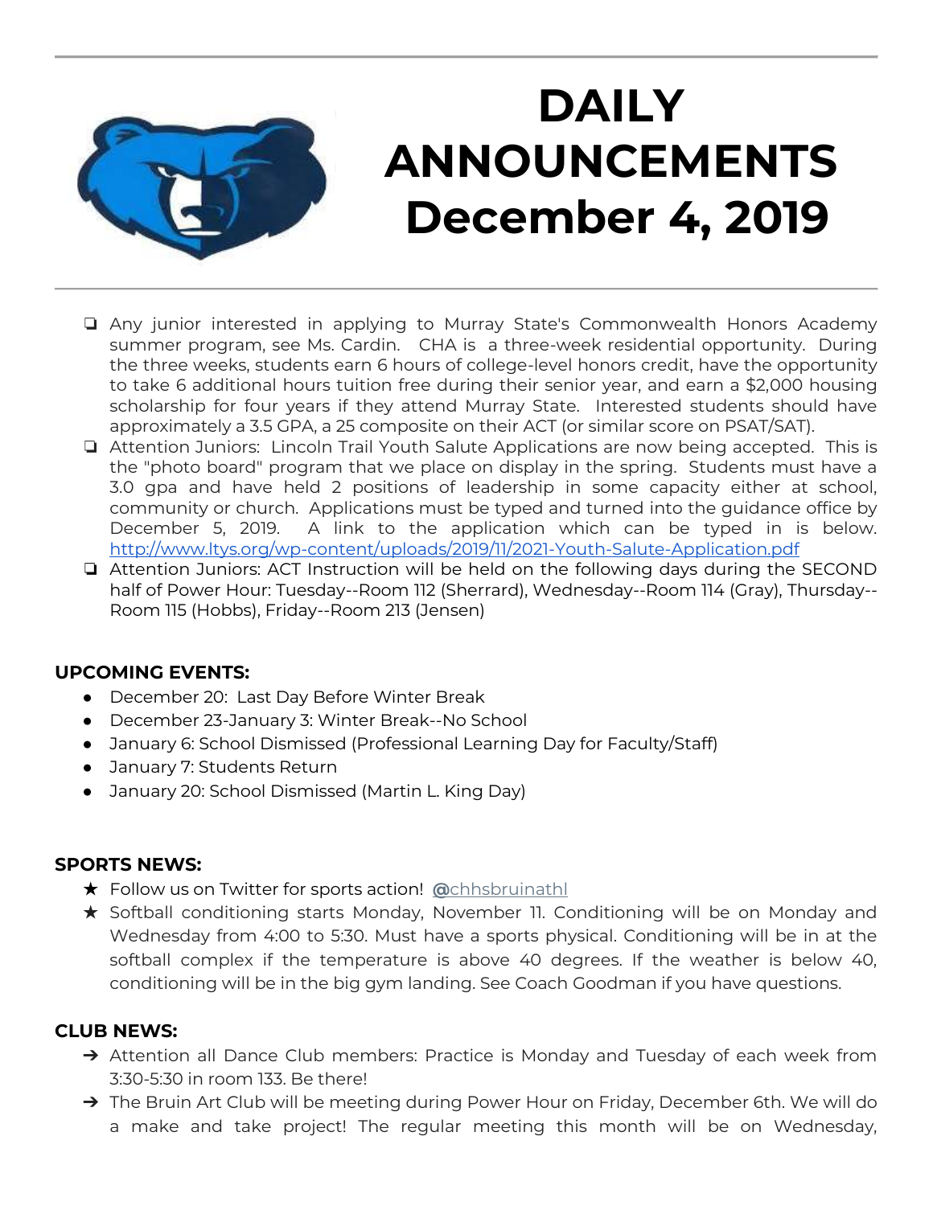# DAILY ANNOUNCEMENTS December 4, 2019

- Any junior interested in applying to Murray State's Commonwealth Honors Academy summer program, see Ms. Cardin. CHA is a three-week residential opportunity. During the three weeks, students earn 6 hours of college-level honors credit, have the opportunity to take 6 additional hours tuition free during their senior year, and earn a $2,000 housing scholarship for four years if they attend Murray State. Interested students should have approximately a 3.5 GPA, a 25 composite on their ACT (or similar score on PSAT/SAT).
- Attention Juniors: Lincoln Trail Youth Salute Applications are now being accepted. This is the "photo board" program that we place on display in the spring. Students must have a 3.0 gpa and have held 2 positions of leadership in some capacity either at school, community or church. Applications must be typed and turned into the guidance office by December 5, 2019. A link to the application which can be typed in is below. http://www.ltys.org/wp-content/uploads/2019/11/2021-Youth-Salute-Application.pdf
- Attention Juniors: ACT Instruction will be held on the following days during the SECOND half of Power Hour: Tuesday--Room 112 (Sherrard), Wednesday--Room 114 (Gray), Thursday--Room 115 (Hobbs), Friday--Room 213 (Jensen)

**UPCOMING EVENTS:**

- December 20: Last Day Before Winter Break
- December 23-January 3: Winter Break--No School
- January 6: School Dismissed (Professional Learning Day for Faculty/Staff)
- January 7: Students Return
- January 20: School Dismissed (Martin L. King Day)

**SPORTS NEWS:**

- Follow us on Twitter for sports action! @chhsbruinathl
- Softball conditioning starts Monday, November 11. Conditioning will be on Monday and Wednesday from 4:00 to 5:30. Must have a sports physical. Conditioning will be in at the softball complex if the temperature is above 40 degrees. If the weather is below 40, conditioning will be in the big gym landing. See Coach Goodman if you have questions.

**CLUB NEWS:**

- Attention all Dance Club members: Practice is Monday and Tuesday of each week from 3:30-5:30 in room 133. Be there!
- The Bruin Art Club will be meeting during Power Hour on Friday, December 6th. We will do a make and take project! The regular meeting this month will be on Wednesday,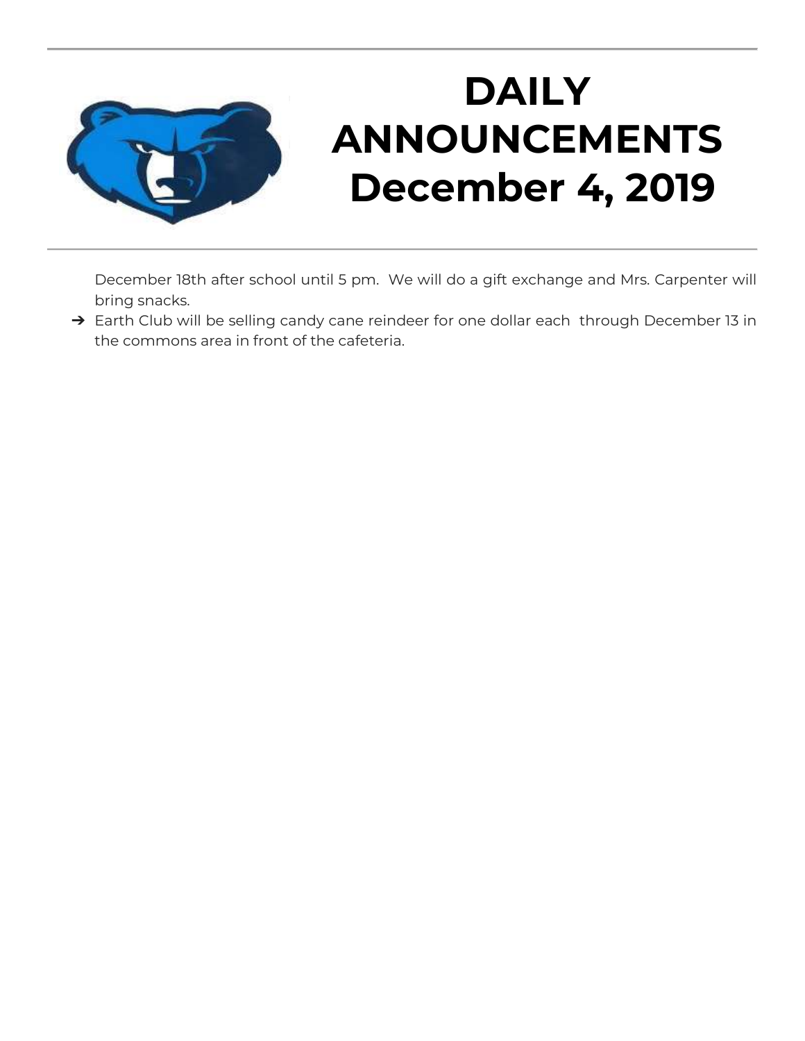# DAILY ANNOUNCEMENTS December 4, 2019

December 18th after school until 5 pm.  We will do a gift exchange and Mrs. Carpenter will bring snacks.

- Earth Club will be selling candy cane reindeer for one dollar each through December 13 in the commons area in front of the cafeteria.